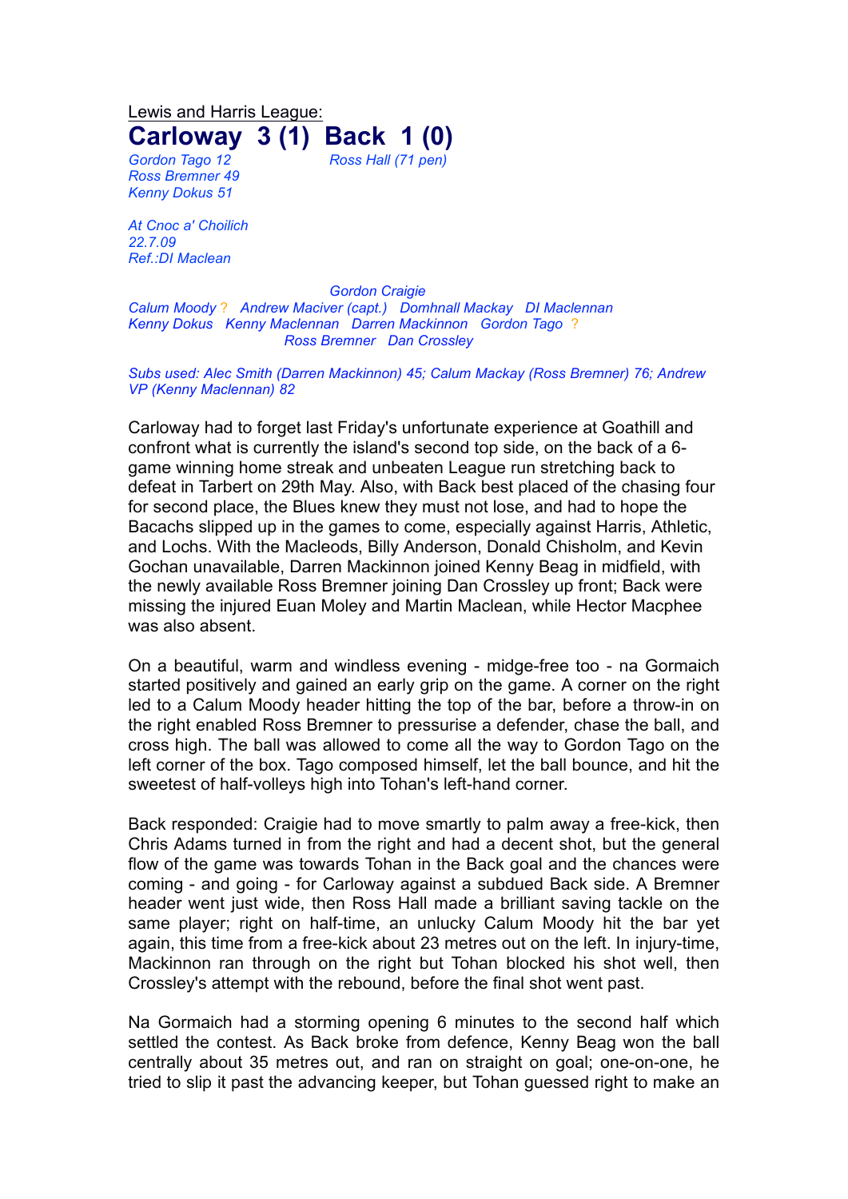Lewis and Harris League:

# Carloway 3 (1) Back 1 (0)

*Gordon Tago 12* *Ross Hall (71 pen)*
*Ross Bremner 49*
*Kenny Dokus 51*

*At Cnoc a' Choilich*
*22.7.09*
*Ref.:DI Maclean*

*Gordon Craigie*
*Calum Moody ? Andrew Maciver (capt.) Domhnall Mackay DI Maclennan*
*Kenny Dokus Kenny Maclennan Darren Mackinnon Gordon Tago ?*
*Ross Bremner Dan Crossley*

*Subs used: Alec Smith (Darren Mackinnon) 45; Calum Mackay (Ross Bremner) 76; Andrew VP (Kenny Maclennan) 82*

Carloway had to forget last Friday's unfortunate experience at Goathill and confront what is currently the island's second top side, on the back of a 6-game winning home streak and unbeaten League run stretching back to defeat in Tarbert on 29th May. Also, with Back best placed of the chasing four for second place, the Blues knew they must not lose, and had to hope the Bacachs slipped up in the games to come, especially against Harris, Athletic, and Lochs. With the Macleods, Billy Anderson, Donald Chisholm, and Kevin Gochan unavailable, Darren Mackinnon joined Kenny Beag in midfield, with the newly available Ross Bremner joining Dan Crossley up front; Back were missing the injured Euan Moley and Martin Maclean, while Hector Macphee was also absent.

On a beautiful, warm and windless evening - midge-free too - na Gormaich started positively and gained an early grip on the game. A corner on the right led to a Calum Moody header hitting the top of the bar, before a throw-in on the right enabled Ross Bremner to pressurise a defender, chase the ball, and cross high. The ball was allowed to come all the way to Gordon Tago on the left corner of the box. Tago composed himself, let the ball bounce, and hit the sweetest of half-volleys high into Tohan's left-hand corner.

Back responded: Craigie had to move smartly to palm away a free-kick, then Chris Adams turned in from the right and had a decent shot, but the general flow of the game was towards Tohan in the Back goal and the chances were coming - and going - for Carloway against a subdued Back side. A Bremner header went just wide, then Ross Hall made a brilliant saving tackle on the same player; right on half-time, an unlucky Calum Moody hit the bar yet again, this time from a free-kick about 23 metres out on the left. In injury-time, Mackinnon ran through on the right but Tohan blocked his shot well, then Crossley's attempt with the rebound, before the final shot went past.

Na Gormaich had a storming opening 6 minutes to the second half which settled the contest. As Back broke from defence, Kenny Beag won the ball centrally about 35 metres out, and ran on straight on goal; one-on-one, he tried to slip it past the advancing keeper, but Tohan guessed right to make an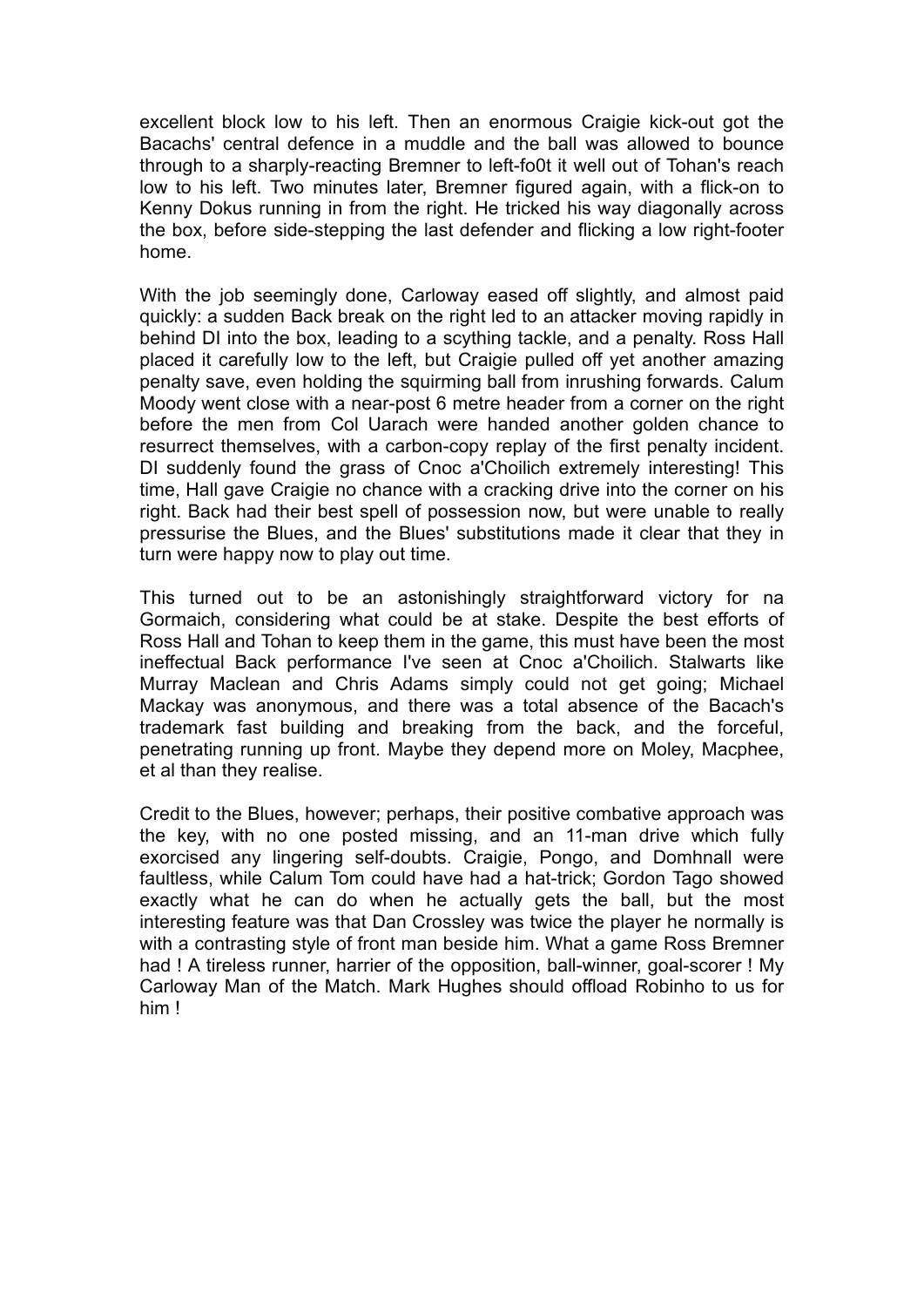excellent block low to his left. Then an enormous Craigie kick-out got the Bacachs' central defence in a muddle and the ball was allowed to bounce through to a sharply-reacting Bremner to left-fo0t it well out of Tohan's reach low to his left. Two minutes later, Bremner figured again, with a flick-on to Kenny Dokus running in from the right. He tricked his way diagonally across the box, before side-stepping the last defender and flicking a low right-footer home.

With the job seemingly done, Carloway eased off slightly, and almost paid quickly: a sudden Back break on the right led to an attacker moving rapidly in behind DI into the box, leading to a scything tackle, and a penalty. Ross Hall placed it carefully low to the left, but Craigie pulled off yet another amazing penalty save, even holding the squirming ball from inrushing forwards. Calum Moody went close with a near-post 6 metre header from a corner on the right before the men from Col Uarach were handed another golden chance to resurrect themselves, with a carbon-copy replay of the first penalty incident. DI suddenly found the grass of Cnoc a'Choilich extremely interesting! This time, Hall gave Craigie no chance with a cracking drive into the corner on his right. Back had their best spell of possession now, but were unable to really pressurise the Blues, and the Blues' substitutions made it clear that they in turn were happy now to play out time.

This turned out to be an astonishingly straightforward victory for na Gormaich, considering what could be at stake. Despite the best efforts of Ross Hall and Tohan to keep them in the game, this must have been the most ineffectual Back performance I've seen at Cnoc a'Choilich. Stalwarts like Murray Maclean and Chris Adams simply could not get going; Michael Mackay was anonymous, and there was a total absence of the Bacach's trademark fast building and breaking from the back, and the forceful, penetrating running up front. Maybe they depend more on Moley, Macphee, et al than they realise.

Credit to the Blues, however; perhaps, their positive combative approach was the key, with no one posted missing, and an 11-man drive which fully exorcised any lingering self-doubts. Craigie, Pongo, and Domhnall were faultless, while Calum Tom could have had a hat-trick; Gordon Tago showed exactly what he can do when he actually gets the ball, but the most interesting feature was that Dan Crossley was twice the player he normally is with a contrasting style of front man beside him. What a game Ross Bremner had ! A tireless runner, harrier of the opposition, ball-winner, goal-scorer ! My Carloway Man of the Match. Mark Hughes should offload Robinho to us for him !